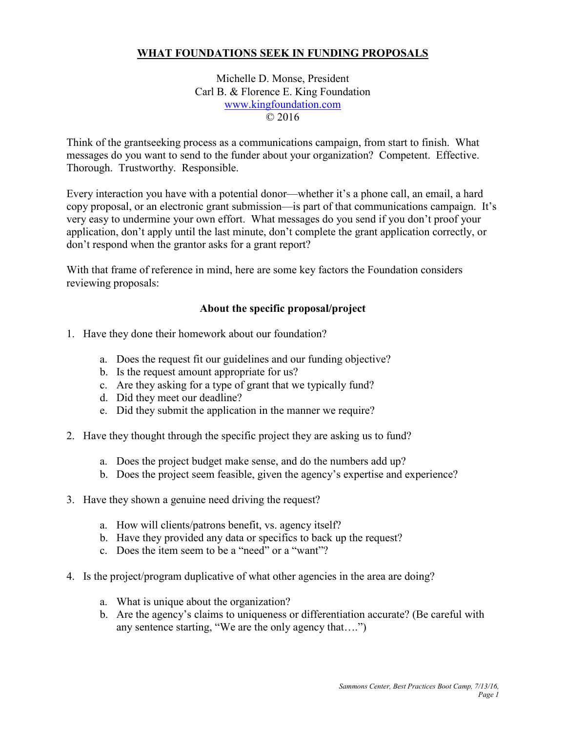# WHAT FOUNDATIONS SEEK IN FUNDING PROPOSALS

Michelle D. Monse, President
Carl B. & Florence E. King Foundation
www.kingfoundation.com
© 2016

Think of the grantseeking process as a communications campaign, from start to finish. What messages do you want to send to the funder about your organization? Competent. Effective. Thorough. Trustworthy. Responsible.

Every interaction you have with a potential donor—whether it's a phone call, an email, a hard copy proposal, or an electronic grant submission—is part of that communications campaign. It's very easy to undermine your own effort. What messages do you send if you don't proof your application, don't apply until the last minute, don't complete the grant application correctly, or don't respond when the grantor asks for a grant report?

With that frame of reference in mind, here are some key factors the Foundation considers reviewing proposals:

### About the specific proposal/project

1. Have they done their homework about our foundation?

    a. Does the request fit our guidelines and our funding objective?
    b. Is the request amount appropriate for us?
    c. Are they asking for a type of grant that we typically fund?
    d. Did they meet our deadline?
    e. Did they submit the application in the manner we require?

2. Have they thought through the specific project they are asking us to fund?

    a. Does the project budget make sense, and do the numbers add up?
    b. Does the project seem feasible, given the agency's expertise and experience?

3. Have they shown a genuine need driving the request?

    a. How will clients/patrons benefit, vs. agency itself?
    b. Have they provided any data or specifics to back up the request?
    c. Does the item seem to be a "need" or a "want"?

4. Is the project/program duplicative of what other agencies in the area are doing?

    a. What is unique about the organization?
    b. Are the agency's claims to uniqueness or differentiation accurate? (Be careful with any sentence starting, "We are the only agency that….")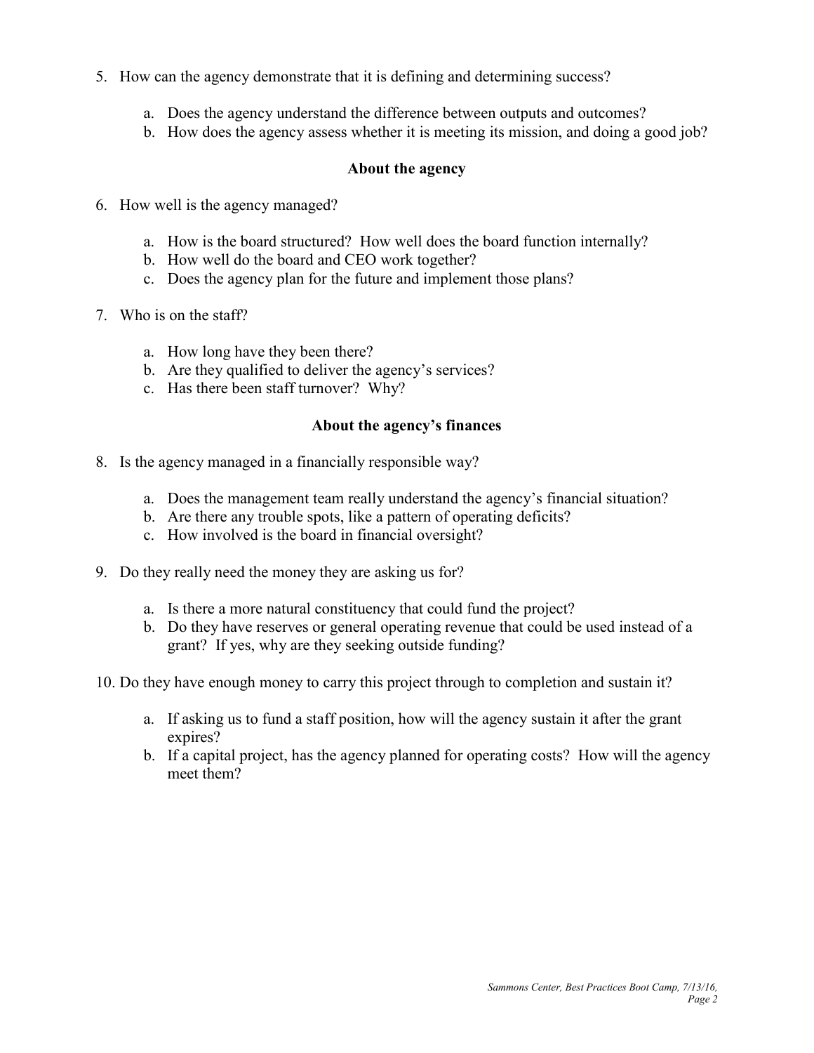5. How can the agency demonstrate that it is defining and determining success?

   a. Does the agency understand the difference between outputs and outcomes?
   b. How does the agency assess whether it is meeting its mission, and doing a good job?

**About the agency**

6. How well is the agency managed?

   a. How is the board structured? How well does the board function internally?
   b. How well do the board and CEO work together?
   c. Does the agency plan for the future and implement those plans?

7. Who is on the staff?

   a. How long have they been there?
   b. Are they qualified to deliver the agency's services?
   c. Has there been staff turnover? Why?

**About the agency's finances**

8. Is the agency managed in a financially responsible way?

   a. Does the management team really understand the agency's financial situation?
   b. Are there any trouble spots, like a pattern of operating deficits?
   c. How involved is the board in financial oversight?

9. Do they really need the money they are asking us for?

   a. Is there a more natural constituency that could fund the project?
   b. Do they have reserves or general operating revenue that could be used instead of a grant? If yes, why are they seeking outside funding?

10. Do they have enough money to carry this project through to completion and sustain it?

    a. If asking us to fund a staff position, how will the agency sustain it after the grant expires?
    b. If a capital project, has the agency planned for operating costs? How will the agency meet them?